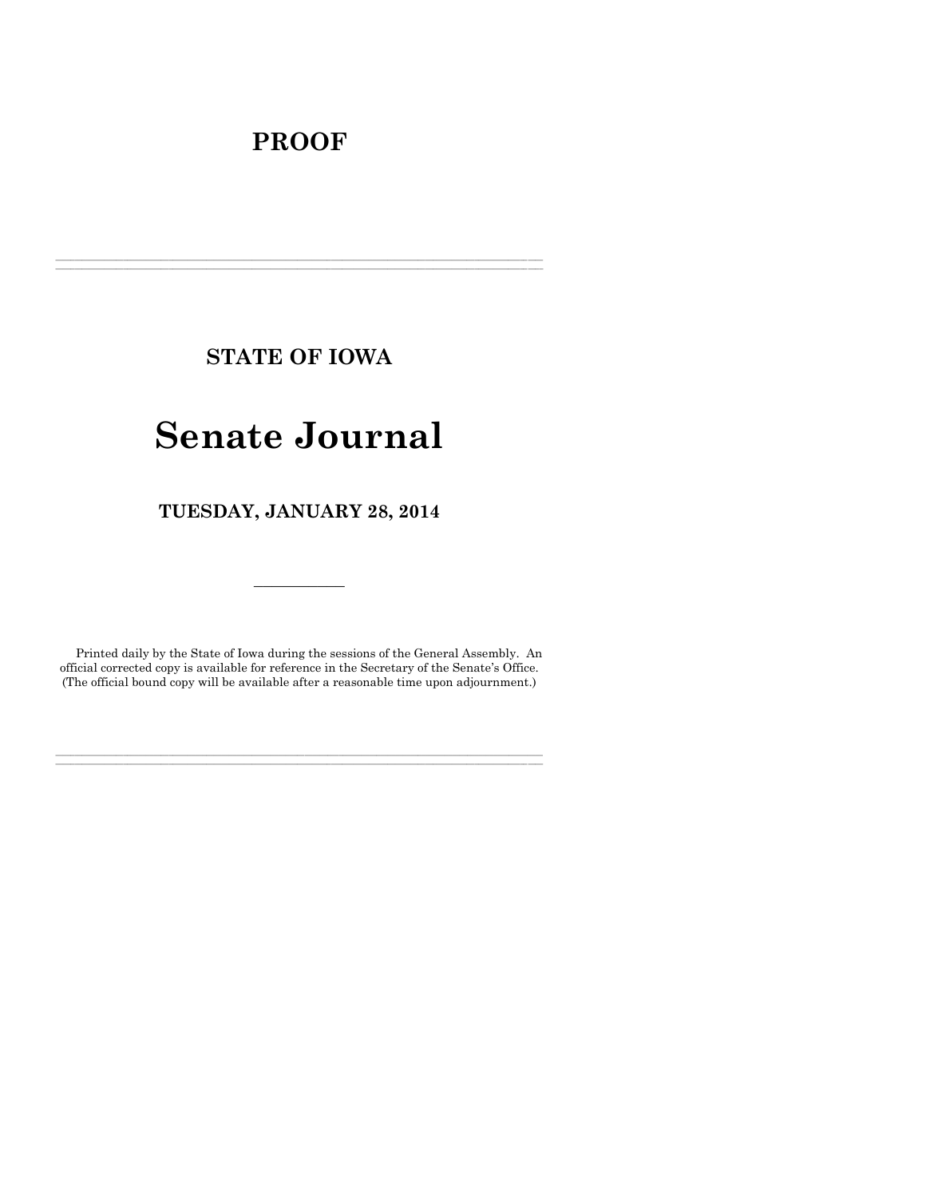# PROOF

---

## STATE OF IOWA

# Senate Journal

## TUESDAY, JANUARY 28, 2014

---

Printed daily by the State of Iowa during the sessions of the General Assembly. An official corrected copy is available for reference in the Secretary of the Senate's Office. (The official bound copy will be available after a reasonable time upon adjournment.)

---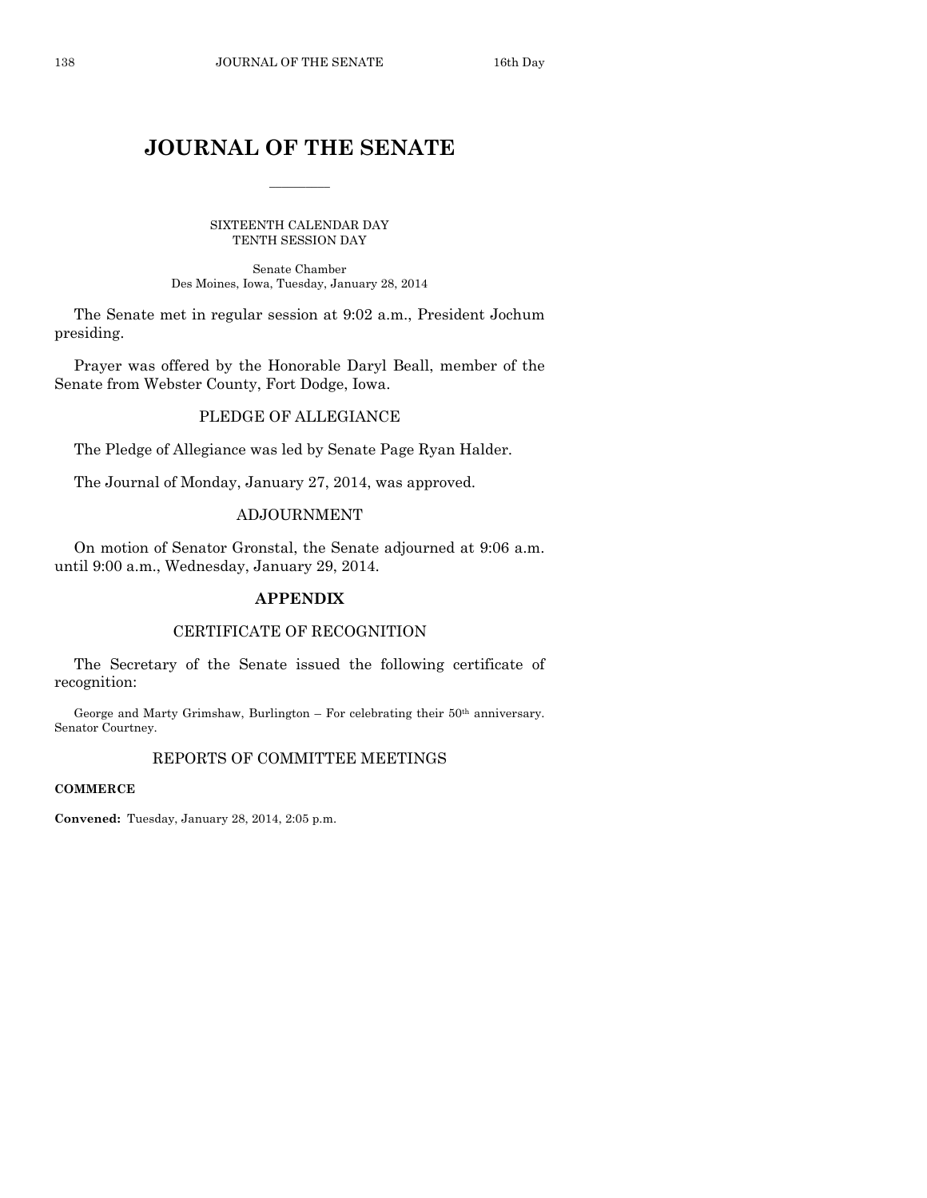# JOURNAL OF THE SENATE

SIXTEENTH CALENDAR DAY
TENTH SESSION DAY

Senate Chamber
Des Moines, Iowa, Tuesday, January 28, 2014

The Senate met in regular session at 9:02 a.m., President Jochum presiding.

Prayer was offered by the Honorable Daryl Beall, member of the Senate from Webster County, Fort Dodge, Iowa.

## PLEDGE OF ALLEGIANCE

The Pledge of Allegiance was led by Senate Page Ryan Halder.

The Journal of Monday, January 27, 2014, was approved.

## ADJOURNMENT

On motion of Senator Gronstal, the Senate adjourned at 9:06 a.m. until 9:00 a.m., Wednesday, January 29, 2014.

## APPENDIX

## CERTIFICATE OF RECOGNITION

The Secretary of the Senate issued the following certificate of recognition:

George and Marty Grimshaw, Burlington – For celebrating their 50th anniversary. Senator Courtney.

## REPORTS OF COMMITTEE MEETINGS

**COMMERCE**

**Convened:** Tuesday, January 28, 2014, 2:05 p.m.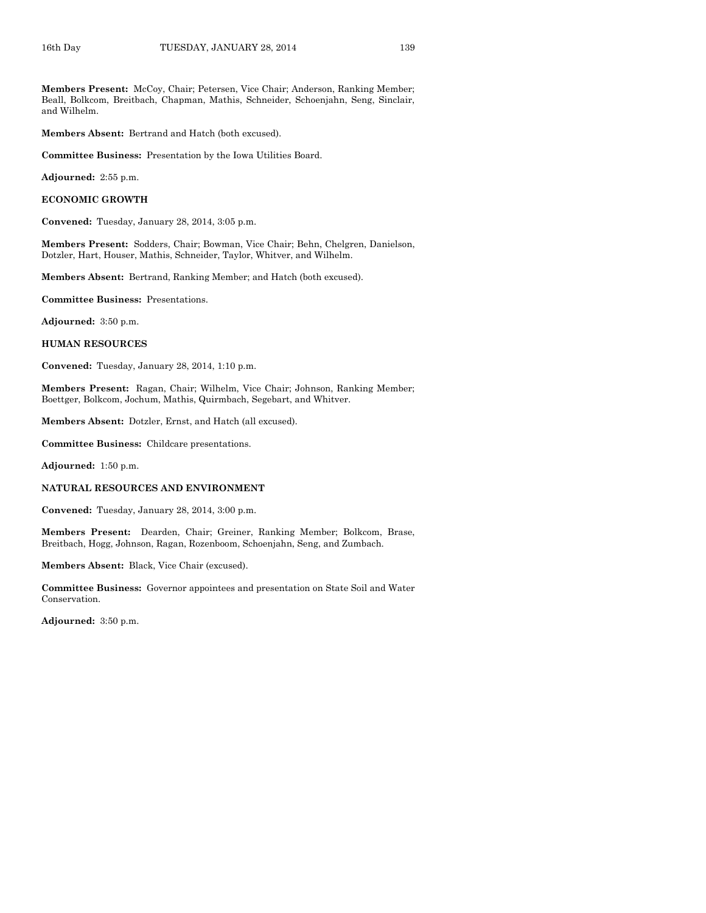**Members Present:** McCoy, Chair; Petersen, Vice Chair; Anderson, Ranking Member; Beall, Bolkcom, Breitbach, Chapman, Mathis, Schneider, Schoenjahn, Seng, Sinclair, and Wilhelm.

**Members Absent:** Bertrand and Hatch (both excused).

**Committee Business:** Presentation by the Iowa Utilities Board.

**Adjourned:** 2:55 p.m.

**ECONOMIC GROWTH**

**Convened:** Tuesday, January 28, 2014, 3:05 p.m.

**Members Present:** Sodders, Chair; Bowman, Vice Chair; Behn, Chelgren, Danielson, Dotzler, Hart, Houser, Mathis, Schneider, Taylor, Whitver, and Wilhelm.

**Members Absent:** Bertrand, Ranking Member; and Hatch (both excused).

**Committee Business:** Presentations.

**Adjourned:** 3:50 p.m.

**HUMAN RESOURCES**

**Convened:** Tuesday, January 28, 2014, 1:10 p.m.

**Members Present:** Ragan, Chair; Wilhelm, Vice Chair; Johnson, Ranking Member; Boettger, Bolkcom, Jochum, Mathis, Quirmbach, Segebart, and Whitver.

**Members Absent:** Dotzler, Ernst, and Hatch (all excused).

**Committee Business:** Childcare presentations.

**Adjourned:** 1:50 p.m.

**NATURAL RESOURCES AND ENVIRONMENT**

**Convened:** Tuesday, January 28, 2014, 3:00 p.m.

**Members Present:** Dearden, Chair; Greiner, Ranking Member; Bolkcom, Brase, Breitbach, Hogg, Johnson, Ragan, Rozenboom, Schoenjahn, Seng, and Zumbach.

**Members Absent:** Black, Vice Chair (excused).

**Committee Business:** Governor appointees and presentation on State Soil and Water Conservation.

**Adjourned:** 3:50 p.m.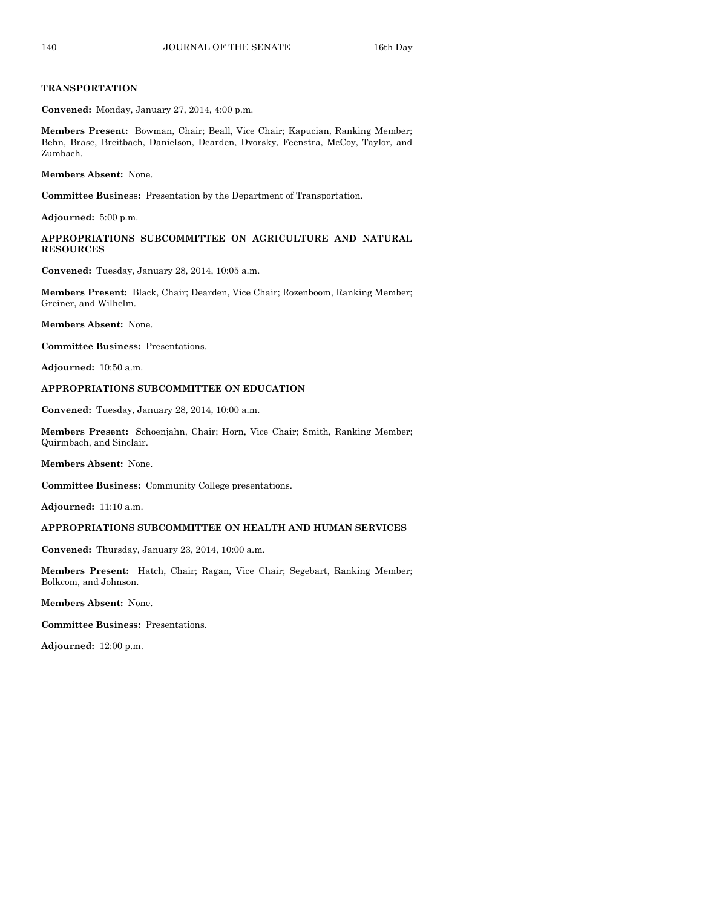**TRANSPORTATION**

**Convened:** Monday, January 27, 2014, 4:00 p.m.

**Members Present:** Bowman, Chair; Beall, Vice Chair; Kapucian, Ranking Member; Behn, Brase, Breitbach, Danielson, Dearden, Dvorsky, Feenstra, McCoy, Taylor, and Zumbach.

**Members Absent:** None.

**Committee Business:** Presentation by the Department of Transportation.

**Adjourned:** 5:00 p.m.

**APPROPRIATIONS SUBCOMMITTEE ON AGRICULTURE AND NATURAL RESOURCES**

**Convened:** Tuesday, January 28, 2014, 10:05 a.m.

**Members Present:** Black, Chair; Dearden, Vice Chair; Rozenboom, Ranking Member; Greiner, and Wilhelm.

**Members Absent:** None.

**Committee Business:** Presentations.

**Adjourned:** 10:50 a.m.

**APPROPRIATIONS SUBCOMMITTEE ON EDUCATION**

**Convened:** Tuesday, January 28, 2014, 10:00 a.m.

**Members Present:** Schoenjahn, Chair; Horn, Vice Chair; Smith, Ranking Member; Quirmbach, and Sinclair.

**Members Absent:** None.

**Committee Business:** Community College presentations.

**Adjourned:** 11:10 a.m.

**APPROPRIATIONS SUBCOMMITTEE ON HEALTH AND HUMAN SERVICES**

**Convened:** Thursday, January 23, 2014, 10:00 a.m.

**Members Present:** Hatch, Chair; Ragan, Vice Chair; Segebart, Ranking Member; Bolkcom, and Johnson.

**Members Absent:** None.

**Committee Business:** Presentations.

**Adjourned:** 12:00 p.m.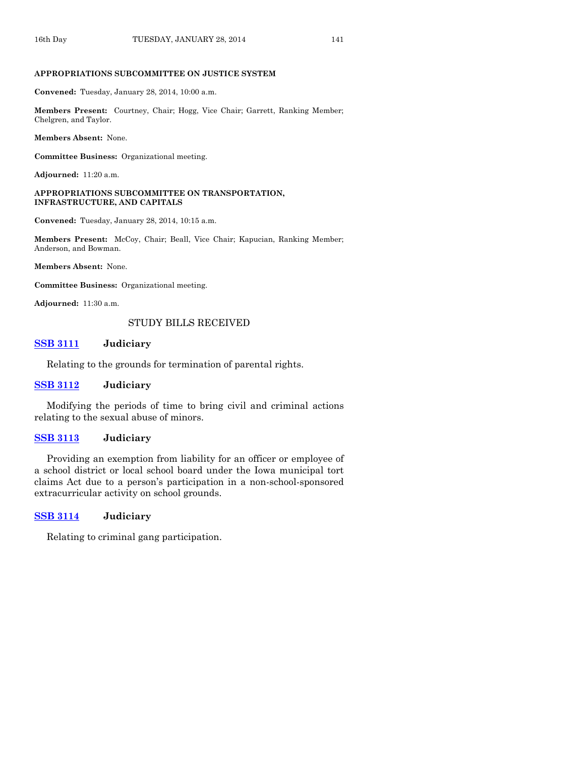**APPROPRIATIONS SUBCOMMITTEE ON JUSTICE SYSTEM**

**Convened:** Tuesday, January 28, 2014, 10:00 a.m.

**Members Present:** Courtney, Chair; Hogg, Vice Chair; Garrett, Ranking Member; Chelgren, and Taylor.

**Members Absent:** None.

**Committee Business:** Organizational meeting.

**Adjourned:** 11:20 a.m.

**APPROPRIATIONS SUBCOMMITTEE ON TRANSPORTATION, INFRASTRUCTURE, AND CAPITALS**

**Convened:** Tuesday, January 28, 2014, 10:15 a.m.

**Members Present:** McCoy, Chair; Beall, Vice Chair; Kapucian, Ranking Member; Anderson, and Bowman.

**Members Absent:** None.

**Committee Business:** Organizational meeting.

**Adjourned:** 11:30 a.m.

## STUDY BILLS RECEIVED

### SSB 3111 Judiciary

Relating to the grounds for termination of parental rights.

### SSB 3112 Judiciary

Modifying the periods of time to bring civil and criminal actions relating to the sexual abuse of minors.

### SSB 3113 Judiciary

Providing an exemption from liability for an officer or employee of a school district or local school board under the Iowa municipal tort claims Act due to a person's participation in a non-school-sponsored extracurricular activity on school grounds.

### SSB 3114 Judiciary

Relating to criminal gang participation.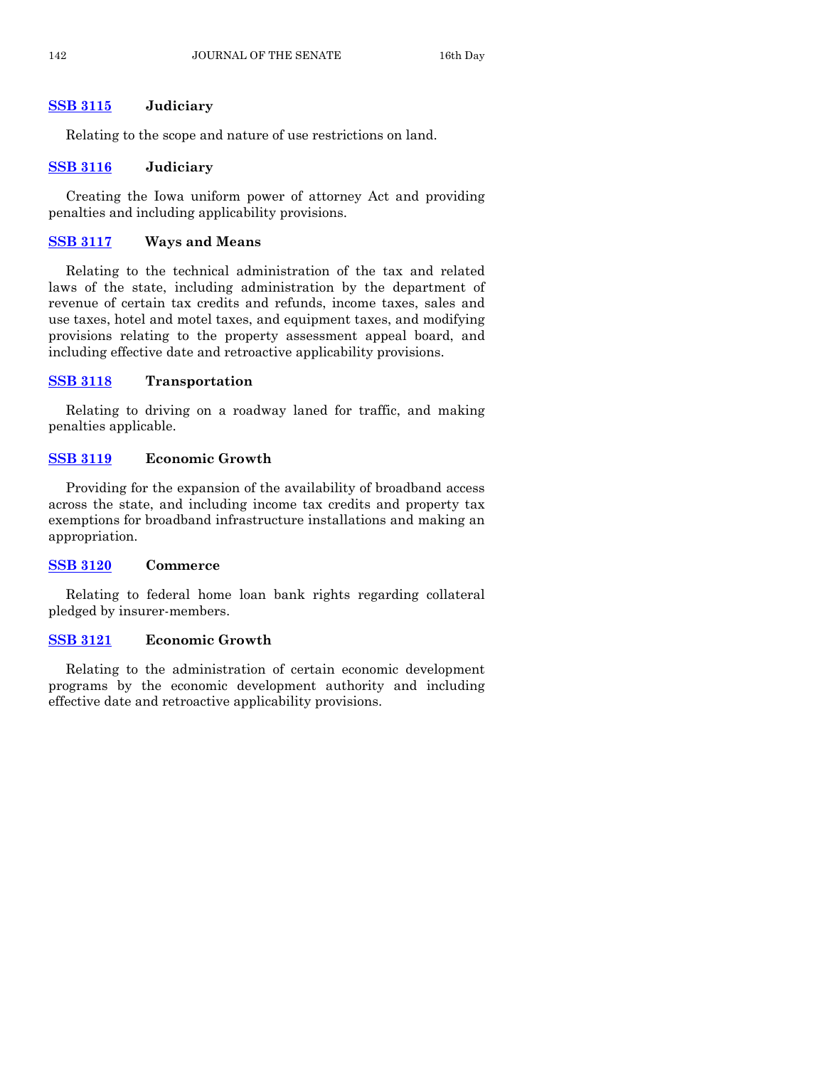**SSB 3115** **Judiciary**

Relating to the scope and nature of use restrictions on land.

**SSB 3116** **Judiciary**

Creating the Iowa uniform power of attorney Act and providing penalties and including applicability provisions.

**SSB 3117** **Ways and Means**

Relating to the technical administration of the tax and related laws of the state, including administration by the department of revenue of certain tax credits and refunds, income taxes, sales and use taxes, hotel and motel taxes, and equipment taxes, and modifying provisions relating to the property assessment appeal board, and including effective date and retroactive applicability provisions.

**SSB 3118** **Transportation**

Relating to driving on a roadway laned for traffic, and making penalties applicable.

**SSB 3119** **Economic Growth**

Providing for the expansion of the availability of broadband access across the state, and including income tax credits and property tax exemptions for broadband infrastructure installations and making an appropriation.

**SSB 3120** **Commerce**

Relating to federal home loan bank rights regarding collateral pledged by insurer-members.

**SSB 3121** **Economic Growth**

Relating to the administration of certain economic development programs by the economic development authority and including effective date and retroactive applicability provisions.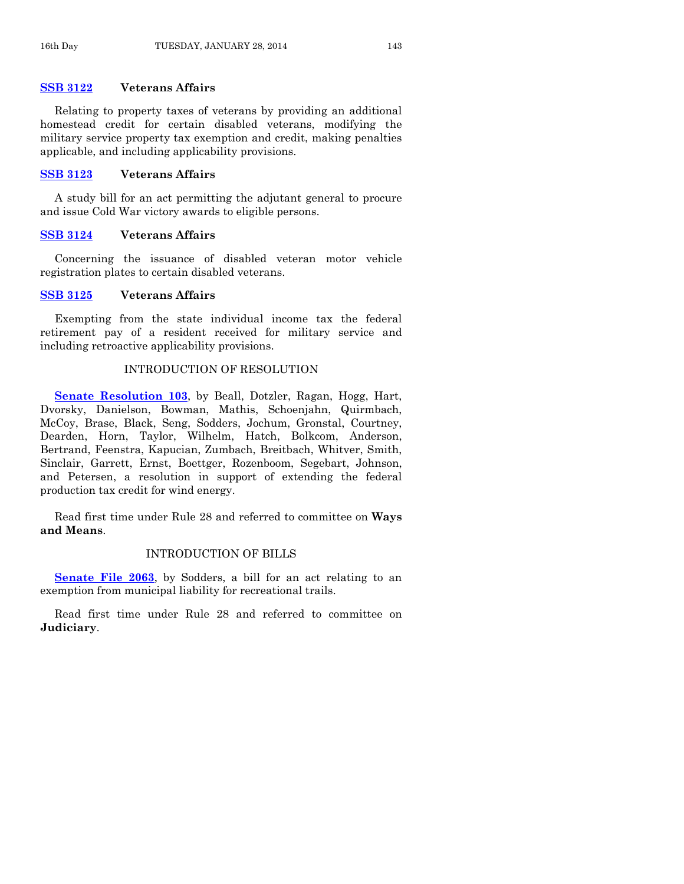**SSB 3122** **Veterans Affairs**

Relating to property taxes of veterans by providing an additional homestead credit for certain disabled veterans, modifying the military service property tax exemption and credit, making penalties applicable, and including applicability provisions.

**SSB 3123** **Veterans Affairs**

A study bill for an act permitting the adjutant general to procure and issue Cold War victory awards to eligible persons.

**SSB 3124** **Veterans Affairs**

Concerning the issuance of disabled veteran motor vehicle registration plates to certain disabled veterans.

**SSB 3125** **Veterans Affairs**

Exempting from the state individual income tax the federal retirement pay of a resident received for military service and including retroactive applicability provisions.

## INTRODUCTION OF RESOLUTION

**Senate Resolution 103**, by Beall, Dotzler, Ragan, Hogg, Hart, Dvorsky, Danielson, Bowman, Mathis, Schoenjahn, Quirmbach, McCoy, Brase, Black, Seng, Sodders, Jochum, Gronstal, Courtney, Dearden, Horn, Taylor, Wilhelm, Hatch, Bolkcom, Anderson, Bertrand, Feenstra, Kapucian, Zumbach, Breitbach, Whitver, Smith, Sinclair, Garrett, Ernst, Boettger, Rozenboom, Segebart, Johnson, and Petersen, a resolution in support of extending the federal production tax credit for wind energy.

Read first time under Rule 28 and referred to committee on **Ways and Means**.

## INTRODUCTION OF BILLS

**Senate File 2063**, by Sodders, a bill for an act relating to an exemption from municipal liability for recreational trails.

Read first time under Rule 28 and referred to committee on **Judiciary**.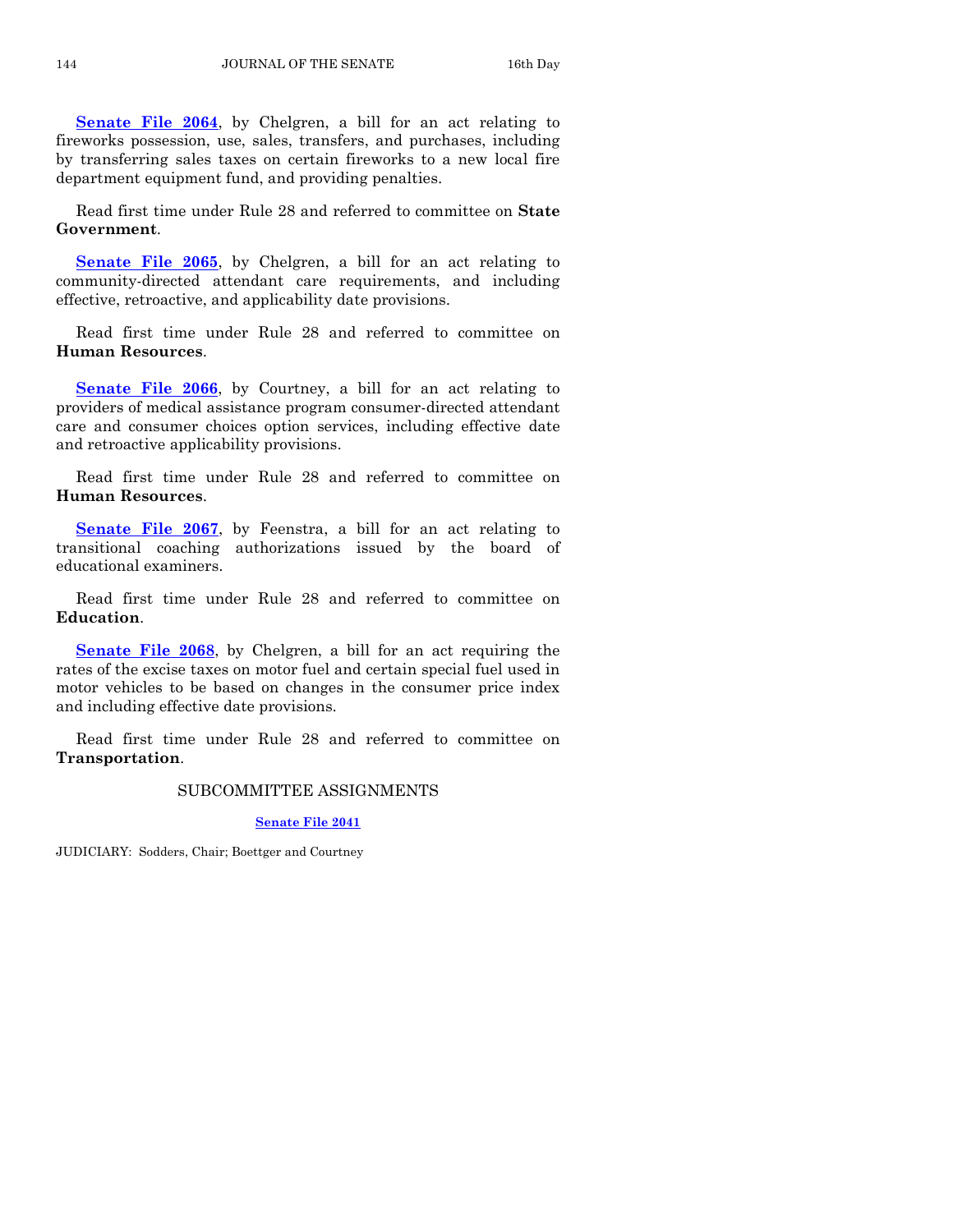**Senate File 2064**, by Chelgren, a bill for an act relating to fireworks possession, use, sales, transfers, and purchases, including by transferring sales taxes on certain fireworks to a new local fire department equipment fund, and providing penalties.

Read first time under Rule 28 and referred to committee on **State Government**.

**Senate File 2065**, by Chelgren, a bill for an act relating to community-directed attendant care requirements, and including effective, retroactive, and applicability date provisions.

Read first time under Rule 28 and referred to committee on **Human Resources**.

**Senate File 2066**, by Courtney, a bill for an act relating to providers of medical assistance program consumer-directed attendant care and consumer choices option services, including effective date and retroactive applicability provisions.

Read first time under Rule 28 and referred to committee on **Human Resources**.

**Senate File 2067**, by Feenstra, a bill for an act relating to transitional coaching authorizations issued by the board of educational examiners.

Read first time under Rule 28 and referred to committee on **Education**.

**Senate File 2068**, by Chelgren, a bill for an act requiring the rates of the excise taxes on motor fuel and certain special fuel used in motor vehicles to be based on changes in the consumer price index and including effective date provisions.

Read first time under Rule 28 and referred to committee on **Transportation**.

## SUBCOMMITTEE ASSIGNMENTS

**Senate File 2041**

JUDICIARY: Sodders, Chair; Boettger and Courtney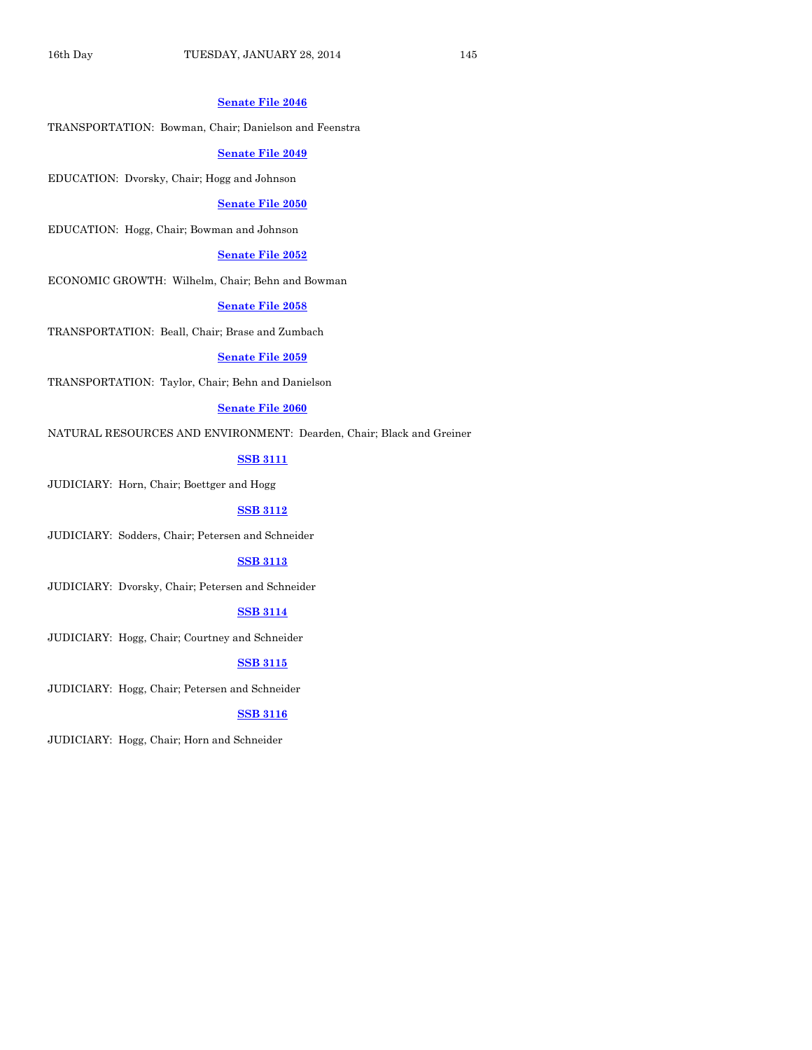**Senate File 2046**

TRANSPORTATION: Bowman, Chair; Danielson and Feenstra

**Senate File 2049**

EDUCATION: Dvorsky, Chair; Hogg and Johnson

**Senate File 2050**

EDUCATION: Hogg, Chair; Bowman and Johnson

**Senate File 2052**

ECONOMIC GROWTH: Wilhelm, Chair; Behn and Bowman

**Senate File 2058**

TRANSPORTATION: Beall, Chair; Brase and Zumbach

**Senate File 2059**

TRANSPORTATION: Taylor, Chair; Behn and Danielson

**Senate File 2060**

NATURAL RESOURCES AND ENVIRONMENT: Dearden, Chair; Black and Greiner

**SSB 3111**

JUDICIARY: Horn, Chair; Boettger and Hogg

**SSB 3112**

JUDICIARY: Sodders, Chair; Petersen and Schneider

**SSB 3113**

JUDICIARY: Dvorsky, Chair; Petersen and Schneider

**SSB 3114**

JUDICIARY: Hogg, Chair; Courtney and Schneider

**SSB 3115**

JUDICIARY: Hogg, Chair; Petersen and Schneider

**SSB 3116**

JUDICIARY: Hogg, Chair; Horn and Schneider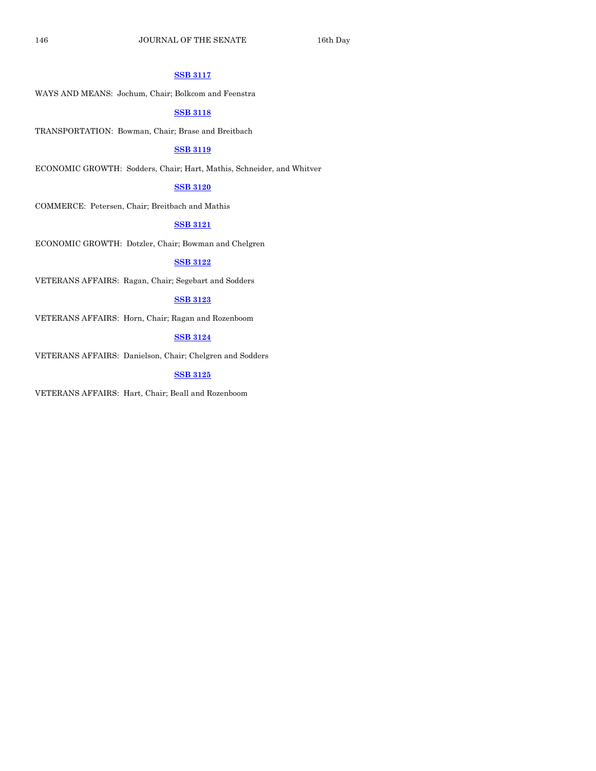**SSB 3117**

WAYS AND MEANS: Jochum, Chair; Bolkcom and Feenstra

**SSB 3118**

TRANSPORTATION: Bowman, Chair; Brase and Breitbach

**SSB 3119**

ECONOMIC GROWTH: Sodders, Chair; Hart, Mathis, Schneider, and Whitver

**SSB 3120**

COMMERCE: Petersen, Chair; Breitbach and Mathis

**SSB 3121**

ECONOMIC GROWTH: Dotzler, Chair; Bowman and Chelgren

**SSB 3122**

VETERANS AFFAIRS: Ragan, Chair; Segebart and Sodders

**SSB 3123**

VETERANS AFFAIRS: Horn, Chair; Ragan and Rozenboom

**SSB 3124**

VETERANS AFFAIRS: Danielson, Chair; Chelgren and Sodders

**SSB 3125**

VETERANS AFFAIRS: Hart, Chair; Beall and Rozenboom